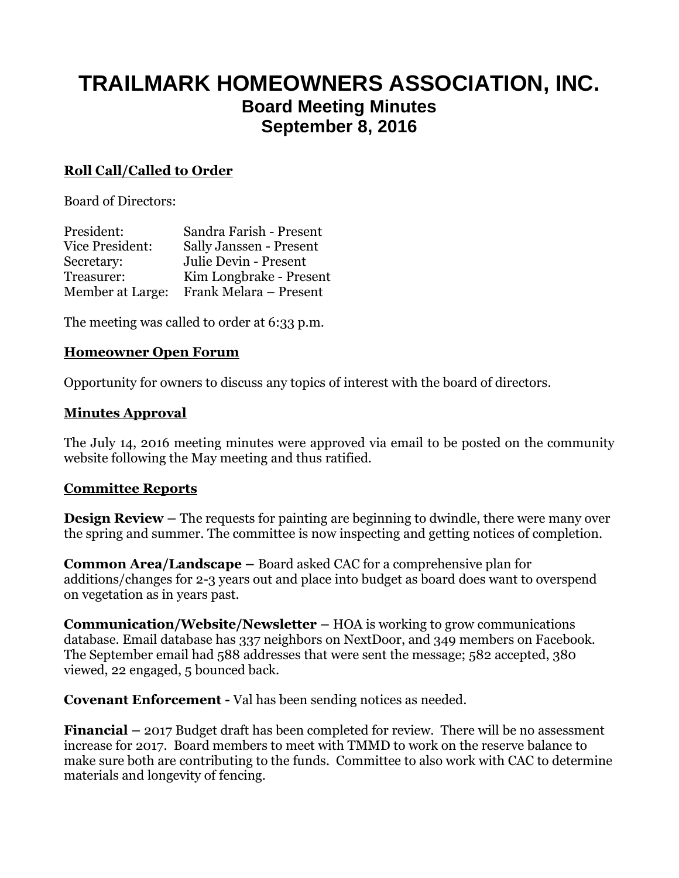# TRAILMARK HOMEOWNERS ASSOCIATION, INC.

## Board Meeting Minutes

## September 8, 2016

**Roll Call/Called to Order**

Board of Directors:

| | |
|---|---|
| President: | Sandra Farish - Present |
| Vice President: | Sally Janssen - Present |
| Secretary: | Julie Devin - Present |
| Treasurer: | Kim Longbrake - Present |
| Member at Large: | Frank Melara – Present |

The meeting was called to order at 6:33 p.m.

**Homeowner Open Forum**

Opportunity for owners to discuss any topics of interest with the board of directors.

**Minutes Approval**

The July 14, 2016 meeting minutes were approved via email to be posted on the community website following the May meeting and thus ratified.

**Committee Reports**

**Design Review –** The requests for painting are beginning to dwindle, there were many over the spring and summer. The committee is now inspecting and getting notices of completion.

**Common Area/Landscape –** Board asked CAC for a comprehensive plan for additions/changes for 2-3 years out and place into budget as board does want to overspend on vegetation as in years past.

**Communication/Website/Newsletter –** HOA is working to grow communications database. Email database has 337 neighbors on NextDoor, and 349 members on Facebook. The September email had 588 addresses that were sent the message; 582 accepted, 380 viewed, 22 engaged, 5 bounced back.

**Covenant Enforcement -** Val has been sending notices as needed.

**Financial –** 2017 Budget draft has been completed for review. There will be no assessment increase for 2017. Board members to meet with TMMD to work on the reserve balance to make sure both are contributing to the funds. Committee to also work with CAC to determine materials and longevity of fencing.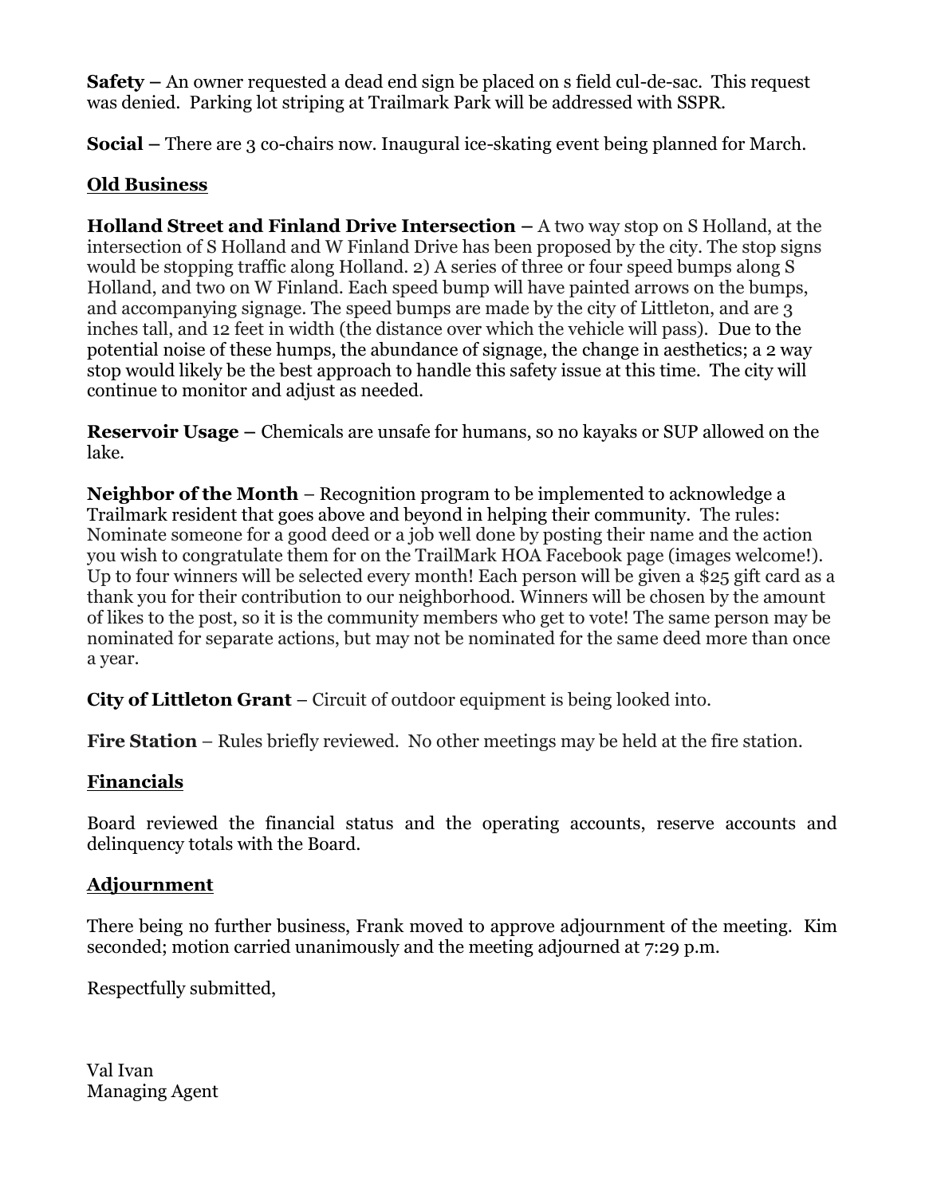**Safety –** An owner requested a dead end sign be placed on s field cul-de-sac. This request was denied. Parking lot striping at Trailmark Park will be addressed with SSPR.

**Social –** There are 3 co-chairs now. Inaugural ice-skating event being planned for March.

## Old Business

**Holland Street and Finland Drive Intersection –** A two way stop on S Holland, at the intersection of S Holland and W Finland Drive has been proposed by the city. The stop signs would be stopping traffic along Holland. 2) A series of three or four speed bumps along S Holland, and two on W Finland. Each speed bump will have painted arrows on the bumps, and accompanying signage. The speed bumps are made by the city of Littleton, and are 3 inches tall, and 12 feet in width (the distance over which the vehicle will pass). Due to the potential noise of these humps, the abundance of signage, the change in aesthetics; a 2 way stop would likely be the best approach to handle this safety issue at this time. The city will continue to monitor and adjust as needed.

**Reservoir Usage –** Chemicals are unsafe for humans, so no kayaks or SUP allowed on the lake.

**Neighbor of the Month** – Recognition program to be implemented to acknowledge a Trailmark resident that goes above and beyond in helping their community. The rules: Nominate someone for a good deed or a job well done by posting their name and the action you wish to congratulate them for on the TrailMark HOA Facebook page (images welcome!). Up to four winners will be selected every month! Each person will be given a $25 gift card as a thank you for their contribution to our neighborhood. Winners will be chosen by the amount of likes to the post, so it is the community members who get to vote! The same person may be nominated for separate actions, but may not be nominated for the same deed more than once a year.

**City of Littleton Grant** – Circuit of outdoor equipment is being looked into.

**Fire Station** – Rules briefly reviewed. No other meetings may be held at the fire station.

## Financials

Board reviewed the financial status and the operating accounts, reserve accounts and delinquency totals with the Board.

## Adjournment

There being no further business, Frank moved to approve adjournment of the meeting. Kim seconded; motion carried unanimously and the meeting adjourned at 7:29 p.m.

Respectfully submitted,

Val Ivan
Managing Agent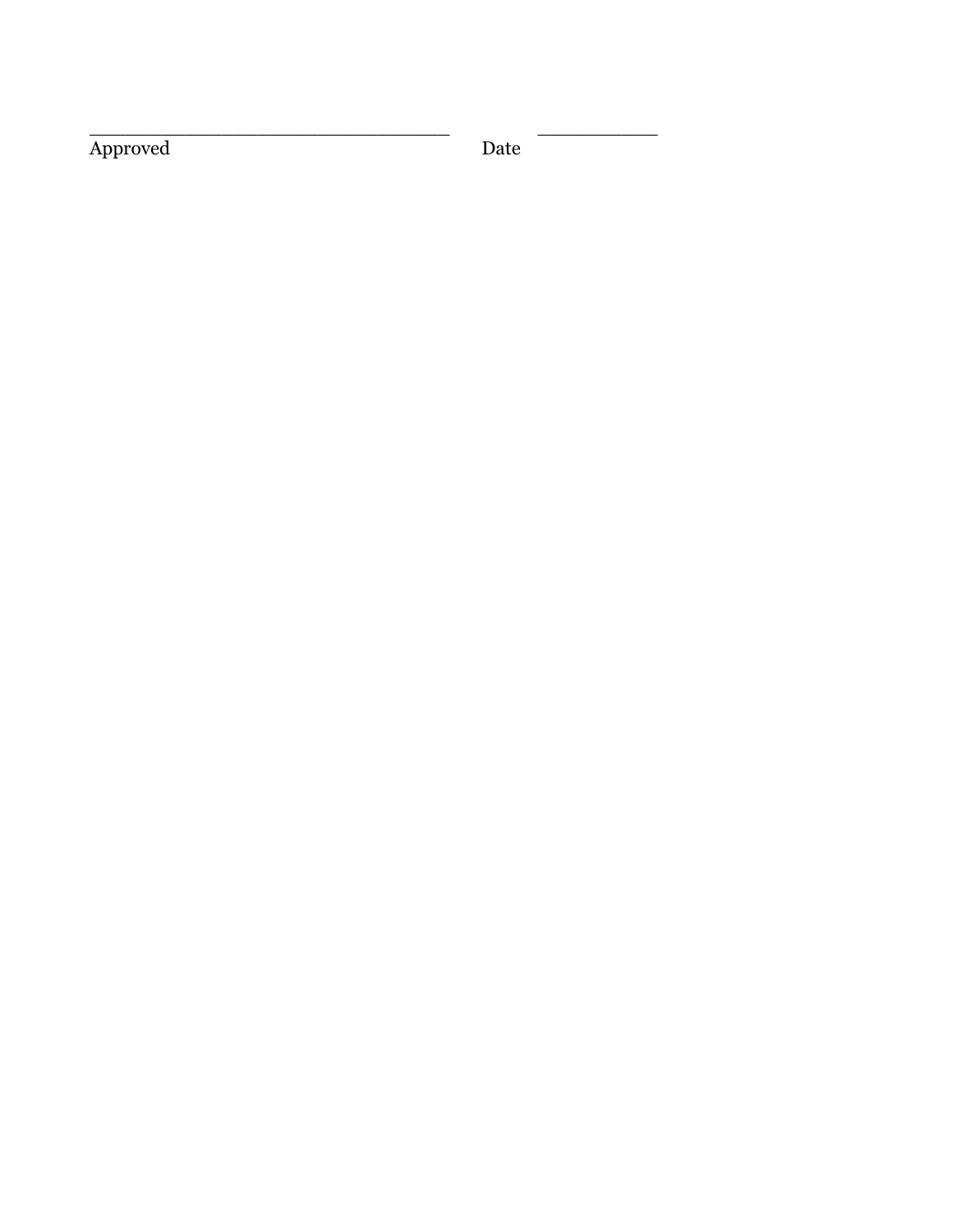________________________________ ___________
Approved Date